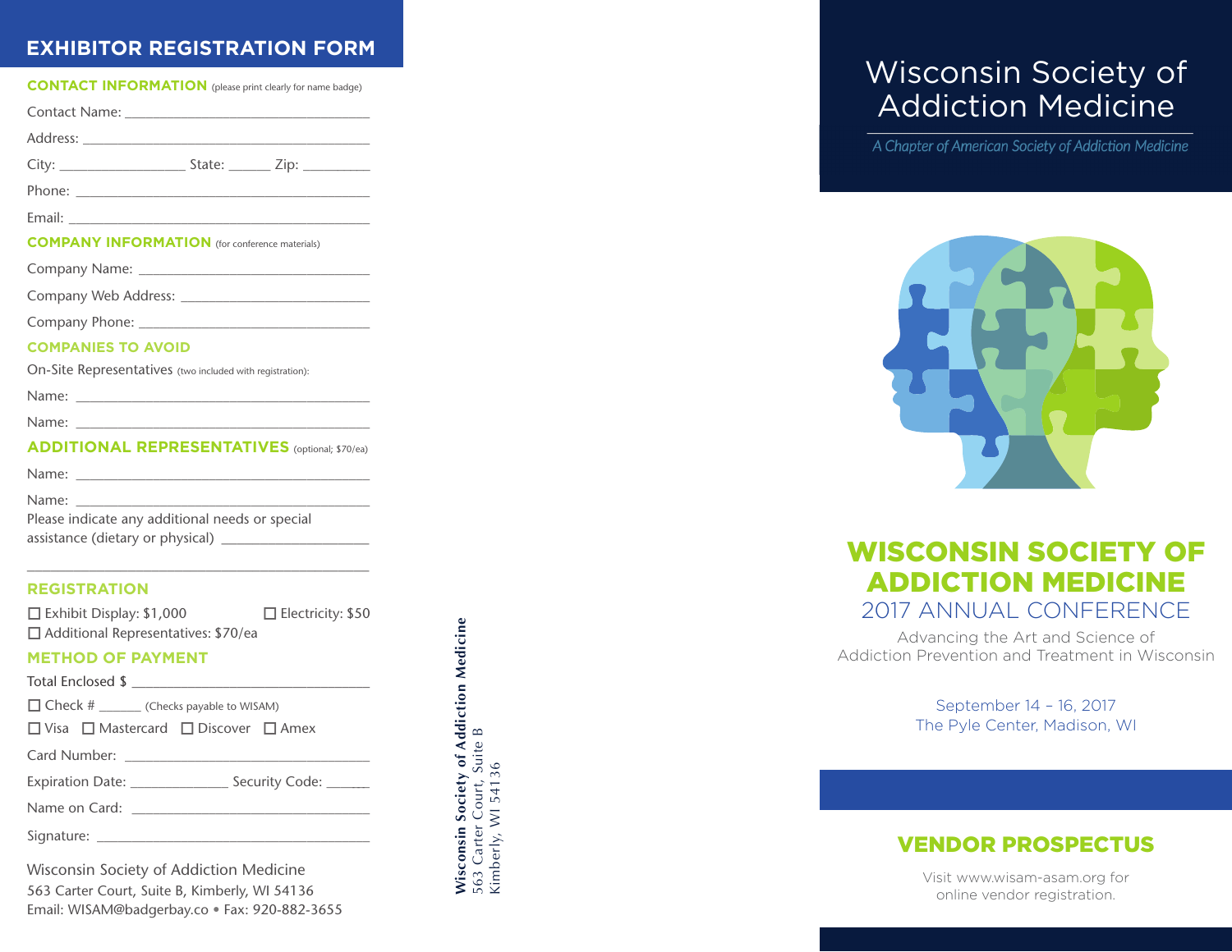## EXHIBITOR REGISTRATION FORM

### CONTACT INFORMATION (please print clearly for name badge)

Contact Name: ____________________________________

Address: ____________________________________

City: __________________ State: ______ Zip: _________

Phone: ____________________________________

Email: ____________________________________

### COMPANY INFORMATION (for conference materials)

Company Name: ____________________________________

Company Web Address: ____________________________

Company Phone: ____________________________________

### COMPANIES TO AVOID

On-Site Representatives (two included with registration):

Name: ____________________________________

Name: ____________________________________

### ADDITIONAL REPRESENTATIVES (optional; $70/ea)

Name: ____________________________________

Name: ____________________________________

Please indicate any additional needs or special assistance (dietary or physical) ____________________

____________________________________________

### REGISTRATION

☐ Exhibit Display: $1,000 ☐ Electricity: $50

☐ Additional Representatives: $70/ea

### METHOD OF PAYMENT

Total Enclosed $ ____________________________________

☐ Check # ______ (Checks payable to WISAM)

☐ Visa ☐ Mastercard ☐ Discover ☐ Amex

Card Number: ____________________________________

Expiration Date: ______________ Security Code: ______

Name on Card: ____________________________________

Signature: ____________________________________

Wisconsin Society of Addiction Medicine
563 Carter Court, Suite B, Kimberly, WI 54136
Email: WISAM@badgerbay.co • Fax: 920-882-3655

**Wisconsin Society of Addiction Medicine**
563 Carter Court, Suite B
Kimberly, WI 54136

# Wisconsin Society of Addiction Medicine

*A Chapter of American Society of Addiction Medicine*

# WISCONSIN SOCIETY OF ADDICTION MEDICINE

## 2017 ANNUAL CONFERENCE

Advancing the Art and Science of Addiction Prevention and Treatment in Wisconsin

September 14 – 16, 2017
The Pyle Center, Madison, WI

## VENDOR PROSPECTUS

Visit www.wisam-asam.org for online vendor registration.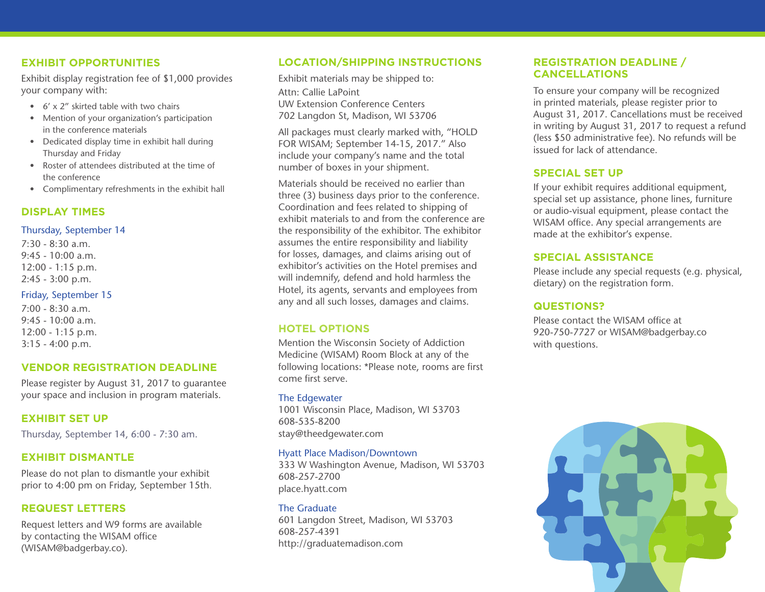## EXHIBIT OPPORTUNITIES

Exhibit display registration fee of $1,000 provides your company with:

- 6' x 2" skirted table with two chairs
- Mention of your organization's participation in the conference materials
- Dedicated display time in exhibit hall during Thursday and Friday
- Roster of attendees distributed at the time of the conference
- Complimentary refreshments in the exhibit hall

## DISPLAY TIMES

Thursday, September 14

7:30 - 8:30 a.m.
9:45 - 10:00 a.m.
12:00 - 1:15 p.m.
2:45 - 3:00 p.m.

Friday, September 15

7:00 - 8:30 a.m.
9:45 - 10:00 a.m.
12:00 - 1:15 p.m.
3:15 - 4:00 p.m.

## VENDOR REGISTRATION DEADLINE

Please register by August 31, 2017 to guarantee your space and inclusion in program materials.

## EXHIBIT SET UP

Thursday, September 14, 6:00 - 7:30 am.

## EXHIBIT DISMANTLE

Please do not plan to dismantle your exhibit prior to 4:00 pm on Friday, September 15th.

## REQUEST LETTERS

Request letters and W9 forms are available by contacting the WISAM office (WISAM@badgerbay.co).

## LOCATION/SHIPPING INSTRUCTIONS

Exhibit materials may be shipped to:

Attn: Callie LaPoint
UW Extension Conference Centers
702 Langdon St, Madison, WI 53706

All packages must clearly marked with, "HOLD FOR WISAM; September 14-15, 2017." Also include your company's name and the total number of boxes in your shipment.

Materials should be received no earlier than three (3) business days prior to the conference. Coordination and fees related to shipping of exhibit materials to and from the conference are the responsibility of the exhibitor. The exhibitor assumes the entire responsibility and liability for losses, damages, and claims arising out of exhibitor's activities on the Hotel premises and will indemnify, defend and hold harmless the Hotel, its agents, servants and employees from any and all such losses, damages and claims.

## HOTEL OPTIONS

Mention the Wisconsin Society of Addiction Medicine (WISAM) Room Block at any of the following locations: *Please note, rooms are first come first serve.

The Edgewater
1001 Wisconsin Place, Madison, WI 53703
608-535-8200
stay@theedgewater.com

Hyatt Place Madison/Downtown
333 W Washington Avenue, Madison, WI 53703
608-257-2700
place.hyatt.com

The Graduate
601 Langdon Street, Madison, WI 53703
608-257-4391
http://graduatemadison.com

## REGISTRATION DEADLINE / CANCELLATIONS

To ensure your company will be recognized in printed materials, please register prior to August 31, 2017. Cancellations must be received in writing by August 31, 2017 to request a refund (less $50 administrative fee). No refunds will be issued for lack of attendance.

## SPECIAL SET UP

If your exhibit requires additional equipment, special set up assistance, phone lines, furniture or audio-visual equipment, please contact the WISAM office. Any special arrangements are made at the exhibitor's expense.

## SPECIAL ASSISTANCE

Please include any special requests (e.g. physical, dietary) on the registration form.

## QUESTIONS?

Please contact the WISAM office at 920-750-7727 or WISAM@badgerbay.co with questions.